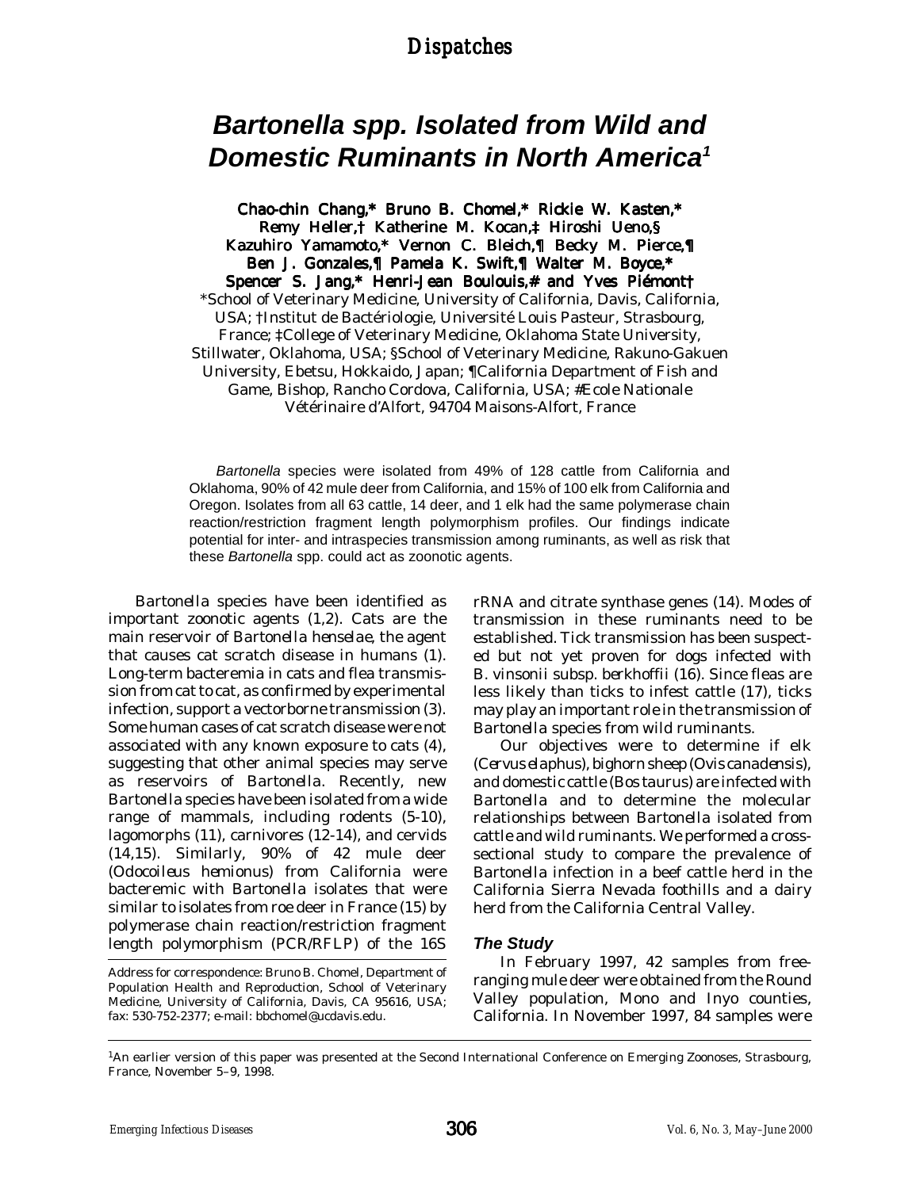# *Bartonella* spp. Isolated from Wild and Domestic Ruminants in North America[1]

**Chao-chin Chang,* Bruno B. Chomel,* Rickie W. Kasten,* Remy Heller,† Katherine M. Kocan,‡ Hiroshi Ueno,§ Kazuhiro Yamamoto,* Vernon C. Bleich,¶ Becky M. Pierce,¶ Ben J. Gonzales,¶ Pamela K. Swift,¶ Walter M. Boyce,* Spencer S. Jang,* Henri-Jean Boulouis,# and Yves Piémont†**

*School of Veterinary Medicine, University of California, Davis, California, USA; †Institut de Bactériologie, Université Louis Pasteur, Strasbourg, France; ‡College of Veterinary Medicine, Oklahoma State University, Stillwater, Oklahoma, USA; §School of Veterinary Medicine, Rakuno-Gakuen University, Ebetsu, Hokkaido, Japan; ¶California Department of Fish and Game, Bishop, Rancho Cordova, California, USA; #Ecole Nationale Vétérinaire d'Alfort, 94704 Maisons-Alfort, France

*Bartonella* species were isolated from 49% of 128 cattle from California and Oklahoma, 90% of 42 mule deer from California, and 15% of 100 elk from California and Oregon. Isolates from all 63 cattle, 14 deer, and 1 elk had the same polymerase chain reaction/restriction fragment length polymorphism profiles. Our findings indicate potential for inter- and intraspecies transmission among ruminants, as well as risk that these *Bartonella* spp. could act as zoonotic agents.

*Bartonella* species have been identified as important zoonotic agents (1,2). Cats are the main reservoir of *Bartonella henselae*, the agent that causes cat scratch disease in humans (1). Long-term bacteremia in cats and flea transmission from cat to cat, as confirmed by experimental infection, support a vectorborne transmission (3). Some human cases of cat scratch disease were not associated with any known exposure to cats (4), suggesting that other animal species may serve as reservoirs of *Bartonella*. Recently, new *Bartonella* species have been isolated from a wide range of mammals, including rodents (5-10), lagomorphs (11), carnivores (12-14), and cervids (14,15). Similarly, 90% of 42 mule deer (*Odocoileus hemionus*) from California were bacteremic with *Bartonella* isolates that were similar to isolates from roe deer in France (15) by polymerase chain reaction/restriction fragment length polymorphism (PCR/RFLP) of the 16S rRNA and citrate synthase genes (14). Modes of transmission in these ruminants need to be established. Tick transmission has been suspected but not yet proven for dogs infected with *B. vinsonii* subsp. *berkhoffii* (16). Since fleas are less likely than ticks to infest cattle (17), ticks may play an important role in the transmission of *Bartonella* species from wild ruminants.

Our objectives were to determine if elk (*Cervus elaphus*), bighorn sheep (*Ovis canadensis*), and domestic cattle (*Bos taurus*) are infected with *Bartonella* and to determine the molecular relationships between *Bartonella* isolated from cattle and wild ruminants. We performed a cross-sectional study to compare the prevalence of *Bartonella* infection in a beef cattle herd in the California Sierra Nevada foothills and a dairy herd from the California Central Valley.

## The Study

In February 1997, 42 samples from free-ranging mule deer were obtained from the Round Valley population, Mono and Inyo counties, California. In November 1997, 84 samples were

Address for correspondence: Bruno B. Chomel, Department of Population Health and Reproduction, School of Veterinary Medicine, University of California, Davis, CA 95616, USA; fax: 530-752-2377; e-mail: bbchomel@ucdavis.edu.

[1]An earlier version of this paper was presented at the Second International Conference on Emerging Zoonoses, Strasbourg, France, November 5–9, 1998.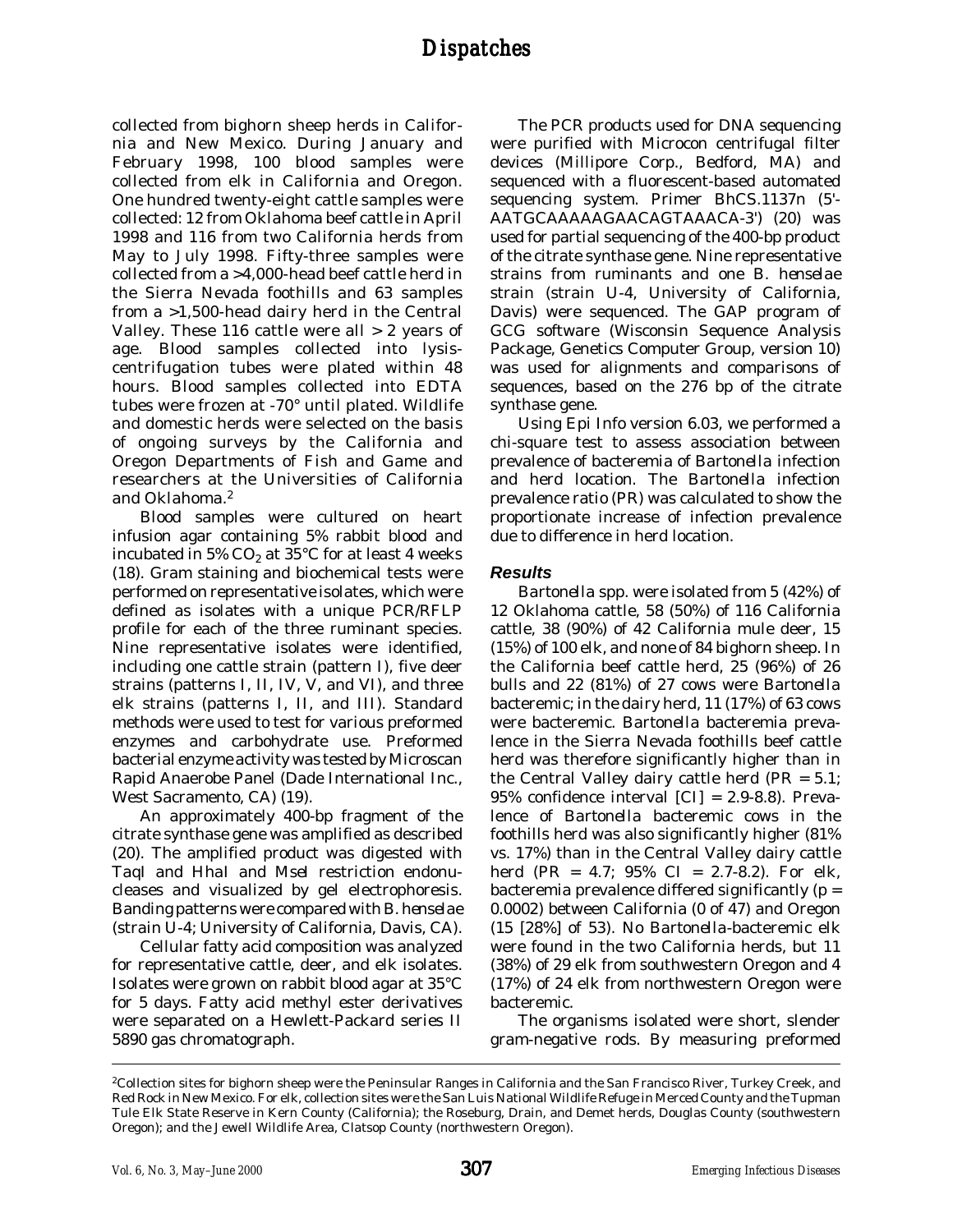collected from bighorn sheep herds in California and New Mexico. During January and February 1998, 100 blood samples were collected from elk in California and Oregon. One hundred twenty-eight cattle samples were collected: 12 from Oklahoma beef cattle in April 1998 and 116 from two California herds from May to July 1998. Fifty-three samples were collected from a >4,000-head beef cattle herd in the Sierra Nevada foothills and 63 samples from a >1,500-head dairy herd in the Central Valley. These 116 cattle were all > 2 years of age. Blood samples collected into lysis-centrifugation tubes were plated within 48 hours. Blood samples collected into EDTA tubes were frozen at -70° until plated. Wildlife and domestic herds were selected on the basis of ongoing surveys by the California and Oregon Departments of Fish and Game and researchers at the Universities of California and Oklahoma.[2]

Blood samples were cultured on heart infusion agar containing 5% rabbit blood and incubated in 5% $CO_2$ at 35°C for at least 4 weeks (18). Gram staining and biochemical tests were performed on representative isolates, which were defined as isolates with a unique PCR/RFLP profile for each of the three ruminant species. Nine representative isolates were identified, including one cattle strain (pattern I), five deer strains (patterns I, II, IV, V, and VI), and three elk strains (patterns I, II, and III). Standard methods were used to test for various preformed enzymes and carbohydrate use. Preformed bacterial enzyme activity was tested by Microscan Rapid Anaerobe Panel (Dade International Inc., West Sacramento, CA) (19).

An approximately 400-bp fragment of the citrate synthase gene was amplified as described (20). The amplified product was digested with TaqI and HhaI and MseI restriction endonucleases and visualized by gel electrophoresis. Banding patterns were compared with *B. henselae* (strain U-4; University of California, Davis, CA).

Cellular fatty acid composition was analyzed for representative cattle, deer, and elk isolates. Isolates were grown on rabbit blood agar at 35°C for 5 days. Fatty acid methyl ester derivatives were separated on a Hewlett-Packard series II 5890 gas chromatograph.

The PCR products used for DNA sequencing were purified with Microcon centrifugal filter devices (Millipore Corp., Bedford, MA) and sequenced with a fluorescent-based automated sequencing system. Primer BhCS.1137n (5'-AATGCAAAAAGAACAGTAAACA-3') (20) was used for partial sequencing of the 400-bp product of the citrate synthase gene. Nine representative strains from ruminants and one *B. henselae* strain (strain U-4, University of California, Davis) were sequenced. The GAP program of GCG software (Wisconsin Sequence Analysis Package, Genetics Computer Group, version 10) was used for alignments and comparisons of sequences, based on the 276 bp of the citrate synthase gene.

Using Epi Info version 6.03, we performed a chi-square test to assess association between prevalence of bacteremia of *Bartonella* infection and herd location. The *Bartonella* infection prevalence ratio (PR) was calculated to show the proportionate increase of infection prevalence due to difference in herd location.

## Results

*Bartonella* spp. were isolated from 5 (42%) of 12 Oklahoma cattle, 58 (50%) of 116 California cattle, 38 (90%) of 42 California mule deer, 15 (15%) of 100 elk, and none of 84 bighorn sheep. In the California beef cattle herd, 25 (96%) of 26 bulls and 22 (81%) of 27 cows were *Bartonella* bacteremic; in the dairy herd, 11 (17%) of 63 cows were bacteremic. *Bartonella* bacteremia prevalence in the Sierra Nevada foothills beef cattle herd was therefore significantly higher than in the Central Valley dairy cattle herd (PR = 5.1; 95% confidence interval [CI] = 2.9-8.8). Prevalence of *Bartonella* bacteremic cows in the foothills herd was also significantly higher (81% vs. 17%) than in the Central Valley dairy cattle herd (PR = 4.7; 95% CI = 2.7-8.2). For elk, bacteremia prevalence differed significantly ($p = 0.0002$) between California (0 of 47) and Oregon (15 [28%] of 53). No *Bartonella*-bacteremic elk were found in the two California herds, but 11 (38%) of 29 elk from southwestern Oregon and 4 (17%) of 24 elk from northwestern Oregon were bacteremic.

The organisms isolated were short, slender gram-negative rods. By measuring preformed

---

[2]Collection sites for bighorn sheep were the Peninsular Ranges in California and the San Francisco River, Turkey Creek, and Red Rock in New Mexico. For elk, collection sites were the San Luis National Wildlife Refuge in Merced County and the Tupman Tule Elk State Reserve in Kern County (California); the Roseburg, Drain, and Demet herds, Douglas County (southwestern Oregon); and the Jewell Wildlife Area, Clatsop County (northwestern Oregon).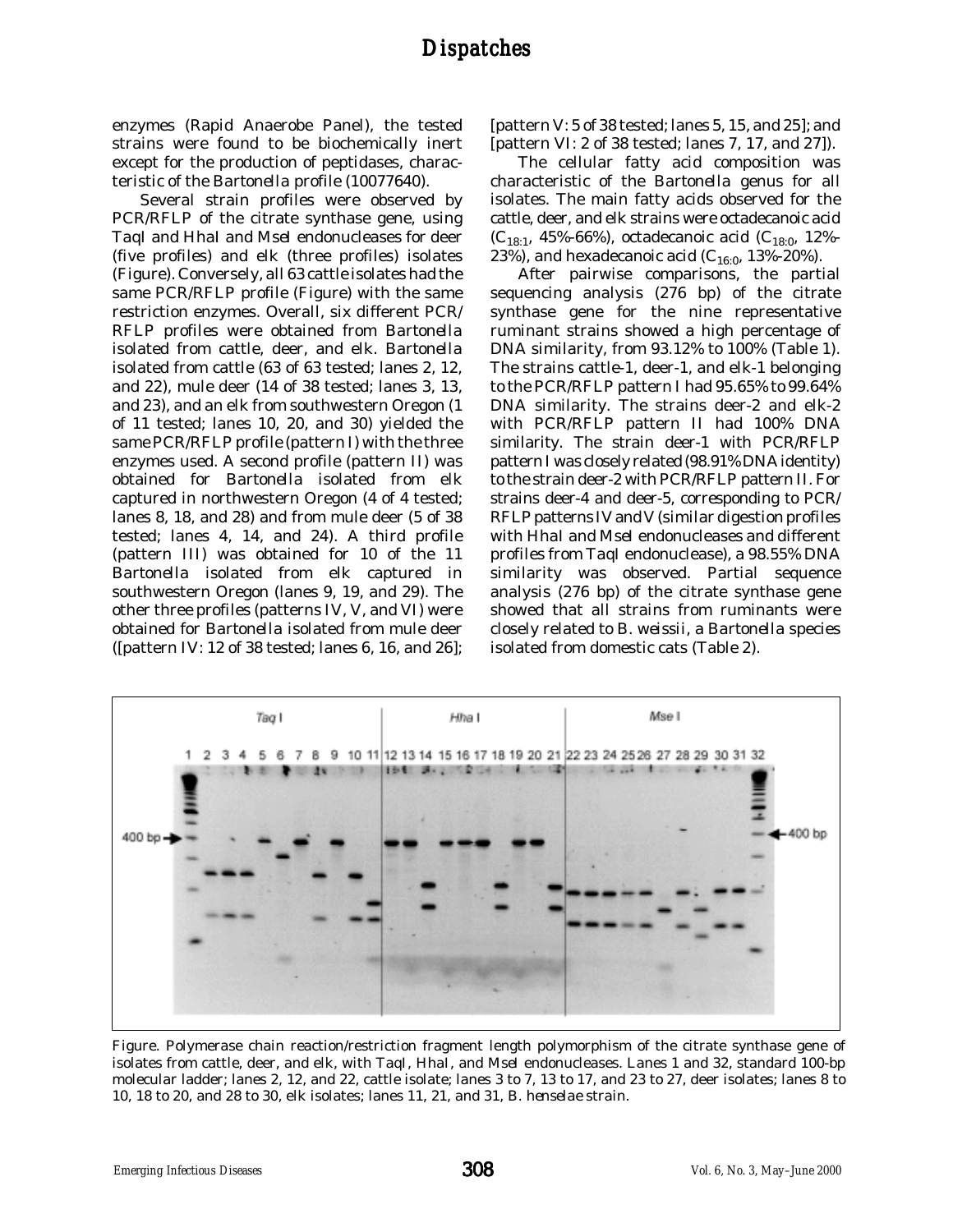enzymes (Rapid Anaerobe Panel), the tested strains were found to be biochemically inert except for the production of peptidases, characteristic of the *Bartonella* profile (10077640).

Several strain profiles were observed by PCR/RFLP of the citrate synthase gene, using *Taq*I and *Hha*I and *Mse*I endonucleases for deer (five profiles) and elk (three profiles) isolates (Figure). Conversely, all 63 cattle isolates had the same PCR/RFLP profile (Figure) with the same restriction enzymes. Overall, six different PCR/RFLP profiles were obtained from *Bartonella* isolated from cattle, deer, and elk. *Bartonella* isolated from cattle (63 of 63 tested; lanes 2, 12, and 22), mule deer (14 of 38 tested; lanes 3, 13, and 23), and an elk from southwestern Oregon (1 of 11 tested; lanes 10, 20, and 30) yielded the same PCR/RFLP profile (pattern I) with the three enzymes used. A second profile (pattern II) was obtained for *Bartonella* isolated from elk captured in northwestern Oregon (4 of 4 tested; lanes 8, 18, and 28) and from mule deer (5 of 38 tested; lanes 4, 14, and 24). A third profile (pattern III) was obtained for 10 of the 11 *Bartonella* isolated from elk captured in southwestern Oregon (lanes 9, 19, and 29). The other three profiles (patterns IV, V, and VI) were obtained for *Bartonella* isolated from mule deer ([pattern IV: 12 of 38 tested; lanes 6, 16, and 26]; [pattern V: 5 of 38 tested; lanes 5, 15, and 25]; and [pattern VI: 2 of 38 tested; lanes 7, 17, and 27]).

The cellular fatty acid composition was characteristic of the *Bartonella* genus for all isolates. The main fatty acids observed for the cattle, deer, and elk strains were octadecanoic acid ($C_{18:1}$, 45%-66%), octadecanoic acid ($C_{18:0}$, 12%-23%), and hexadecanoic acid ($C_{16:0}$, 13%-20%).

After pairwise comparisons, the partial sequencing analysis (276 bp) of the citrate synthase gene for the nine representative ruminant strains showed a high percentage of DNA similarity, from 93.12% to 100% (Table 1). The strains cattle-1, deer-1, and elk-1 belonging to the PCR/RFLP pattern I had 95.65% to 99.64% DNA similarity. The strains deer-2 and elk-2 with PCR/RFLP pattern II had 100% DNA similarity. The strain deer-1 with PCR/RFLP pattern I was closely related (98.91% DNA identity) to the strain deer-2 with PCR/RFLP pattern II. For strains deer-4 and deer-5, corresponding to PCR/RFLP patterns IV and V (similar digestion profiles with *Hha*I and *Mse*I endonucleases and different profiles from *Taq*I endonuclease), a 98.55% DNA similarity was observed. Partial sequence analysis (276 bp) of the citrate synthase gene showed that all strains from ruminants were closely related to *B. weissii*, a *Bartonella* species isolated from domestic cats (Table 2).

Figure. Polymerase chain reaction/restriction fragment length polymorphism of the citrate synthase gene of isolates from cattle, deer, and elk, with *Taq*I, *Hha*I, and *Mse*I endonucleases. Lanes 1 and 32, standard 100-bp molecular ladder; lanes 2, 12, and 22, cattle isolate; lanes 3 to 7, 13 to 17, and 23 to 27, deer isolates; lanes 8 to 10, 18 to 20, and 28 to 30, elk isolates; lanes 11, 21, and 31, *B. henselae* strain.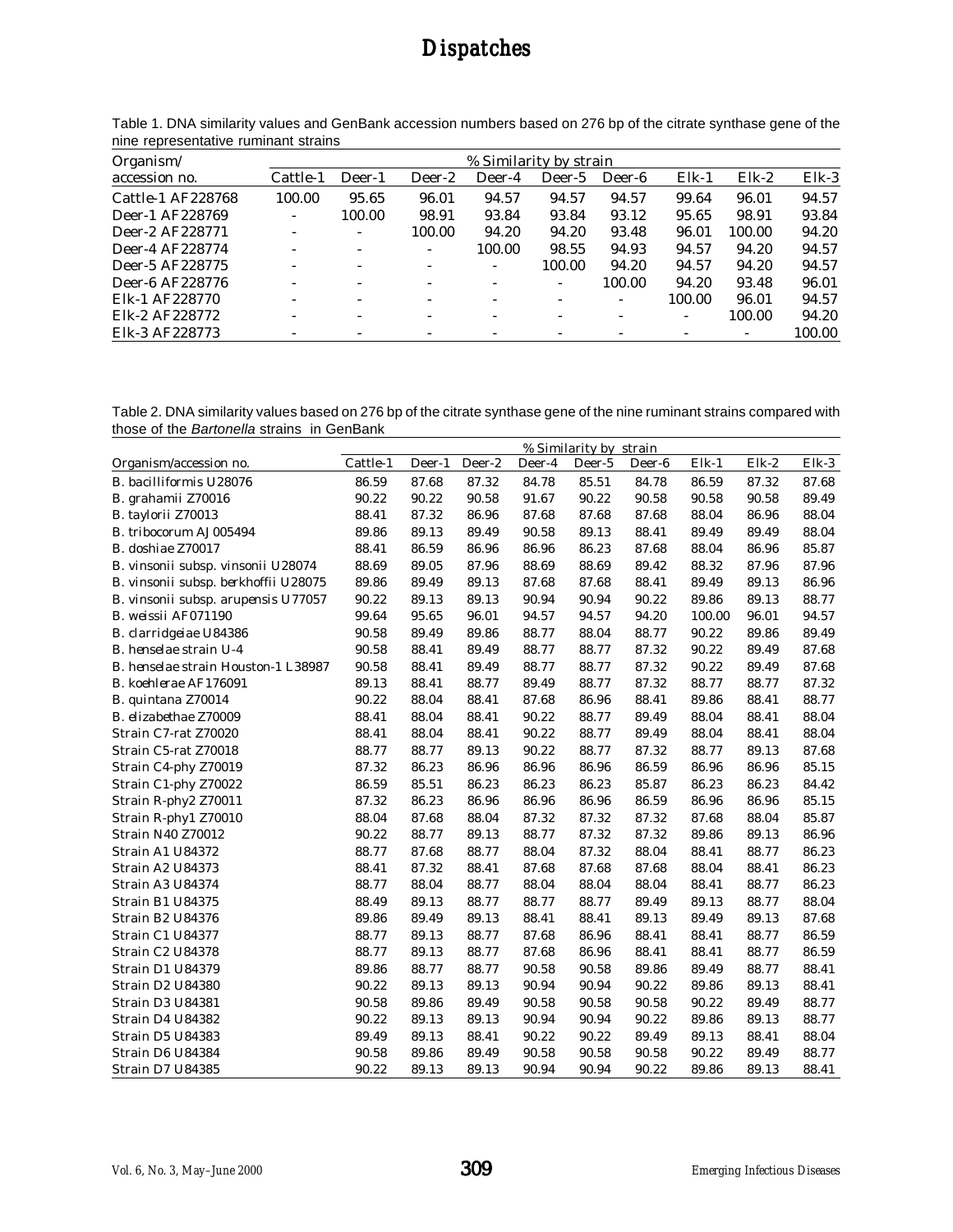Table 1. DNA similarity values and GenBank accession numbers based on 276 bp of the citrate synthase gene of the nine representative ruminant strains

| Organism/ | % Similarity by strain | | | | | | | | |
|---|---|---|---|---|---|---|---|---|---|
| accession no. | Cattle-1 | Deer-1 | Deer-2 | Deer-4 | Deer-5 | Deer-6 | Elk-1 | Elk-2 | Elk-3 |
| Cattle-1 AF228768 | 100.00 | 95.65 | 96.01 | 94.57 | 94.57 | 94.57 | 99.64 | 96.01 | 94.57 |
| Deer-1 AF228769 | - | 100.00 | 98.91 | 93.84 | 93.84 | 93.12 | 95.65 | 98.91 | 93.84 |
| Deer-2 AF228771 | - | - | 100.00 | 94.20 | 94.20 | 93.48 | 96.01 | 100.00 | 94.20 |
| Deer-4 AF228774 | - | - | - | 100.00 | 98.55 | 94.93 | 94.57 | 94.20 | 94.57 |
| Deer-5 AF228775 | - | - | - | - | 100.00 | 94.20 | 94.57 | 94.20 | 94.57 |
| Deer-6 AF228776 | - | - | - | - | - | 100.00 | 94.20 | 93.48 | 96.01 |
| Elk-1 AF228770 | - | - | - | - | - | - | 100.00 | 96.01 | 94.57 |
| Elk-2 AF228772 | - | - | - | - | - | - | - | 100.00 | 94.20 |
| Elk-3 AF228773 | - | - | - | - | - | - | - | - | 100.00 |

Table 2. DNA similarity values based on 276 bp of the citrate synthase gene of the nine ruminant strains compared with those of the *Bartonella* strains in GenBank

| | % Similarity by strain | | | | | | | | |
|---|---|---|---|---|---|---|---|---|---|
| Organism/accession no. | Cattle-1 | Deer-1 | Deer-2 | Deer-4 | Deer-5 | Deer-6 | Elk-1 | Elk-2 | Elk-3 |
| *B. bacilliformis* U28076 | 86.59 | 87.68 | 87.32 | 84.78 | 85.51 | 84.78 | 86.59 | 87.32 | 87.68 |
| *B. grahamii* Z70016 | 90.22 | 90.22 | 90.58 | 91.67 | 90.22 | 90.58 | 90.58 | 90.58 | 89.49 |
| *B. taylorii* Z70013 | 88.41 | 87.32 | 86.96 | 87.68 | 87.68 | 87.68 | 88.04 | 86.96 | 88.04 |
| *B. tribocorum* AJ005494 | 89.86 | 89.13 | 89.49 | 90.58 | 89.13 | 88.41 | 89.49 | 89.49 | 88.04 |
| *B. doshiae* Z70017 | 88.41 | 86.59 | 86.96 | 86.96 | 86.23 | 87.68 | 88.04 | 86.96 | 85.87 |
| *B. vinsonii* subsp. *vinsonii* U28074 | 88.69 | 89.05 | 87.96 | 88.69 | 88.69 | 89.42 | 88.32 | 87.96 | 87.96 |
| *B. vinsonii* subsp. *berkhoffii* U28075 | 89.86 | 89.49 | 89.13 | 87.68 | 87.68 | 88.41 | 89.49 | 89.13 | 86.96 |
| *B. vinsonii* subsp. *arupensis* U77057 | 90.22 | 89.13 | 89.13 | 90.94 | 90.94 | 90.22 | 89.86 | 89.13 | 88.77 |
| *B. weissii* AF071190 | 99.64 | 95.65 | 96.01 | 94.57 | 94.57 | 94.20 | 100.00 | 96.01 | 94.57 |
| *B. clarridgeiae* U84386 | 90.58 | 89.49 | 89.86 | 88.77 | 88.04 | 88.77 | 90.22 | 89.86 | 89.49 |
| *B. henselae* strain U-4 | 90.58 | 88.41 | 89.49 | 88.77 | 88.77 | 87.32 | 90.22 | 89.49 | 87.68 |
| *B. henselae* strain Houston-1 L38987 | 90.58 | 88.41 | 89.49 | 88.77 | 88.77 | 87.32 | 90.22 | 89.49 | 87.68 |
| *B. koehlerae* AF176091 | 89.13 | 88.41 | 88.77 | 89.49 | 88.77 | 87.32 | 88.77 | 88.77 | 87.32 |
| *B. quintana* Z70014 | 90.22 | 88.04 | 88.41 | 87.68 | 86.96 | 88.41 | 89.86 | 88.41 | 88.77 |
| *B. elizabethae* Z70009 | 88.41 | 88.04 | 88.41 | 90.22 | 88.77 | 89.49 | 88.04 | 88.41 | 88.04 |
| Strain C7-rat Z70020 | 88.41 | 88.04 | 88.41 | 90.22 | 88.77 | 89.49 | 88.04 | 88.41 | 88.04 |
| Strain C5-rat Z70018 | 88.77 | 88.77 | 89.13 | 90.22 | 88.77 | 87.32 | 88.77 | 89.13 | 87.68 |
| Strain C4-phy Z70019 | 87.32 | 86.23 | 86.96 | 86.96 | 86.96 | 86.59 | 86.96 | 86.96 | 85.15 |
| Strain C1-phy Z70022 | 86.59 | 85.51 | 86.23 | 86.23 | 86.23 | 85.87 | 86.23 | 86.23 | 84.42 |
| Strain R-phy2 Z70011 | 87.32 | 86.23 | 86.96 | 86.96 | 86.96 | 86.59 | 86.96 | 86.96 | 85.15 |
| Strain R-phy1 Z70010 | 88.04 | 87.68 | 88.04 | 87.32 | 87.32 | 87.32 | 87.68 | 88.04 | 85.87 |
| Strain N40 Z70012 | 90.22 | 88.77 | 89.13 | 88.77 | 87.32 | 87.32 | 89.86 | 89.13 | 86.96 |
| Strain A1 U84372 | 88.77 | 87.68 | 88.77 | 88.04 | 87.32 | 88.04 | 88.41 | 88.77 | 86.23 |
| Strain A2 U84373 | 88.41 | 87.32 | 88.41 | 87.68 | 87.68 | 87.68 | 88.04 | 88.41 | 86.23 |
| Strain A3 U84374 | 88.77 | 88.04 | 88.77 | 88.04 | 88.04 | 88.04 | 88.41 | 88.77 | 86.23 |
| Strain B1 U84375 | 88.49 | 89.13 | 88.77 | 88.77 | 88.77 | 89.49 | 89.13 | 88.77 | 88.04 |
| Strain B2 U84376 | 89.86 | 89.49 | 89.13 | 88.41 | 88.41 | 89.13 | 89.49 | 89.13 | 87.68 |
| Strain C1 U84377 | 88.77 | 89.13 | 88.77 | 87.68 | 86.96 | 88.41 | 88.41 | 88.77 | 86.59 |
| Strain C2 U84378 | 88.77 | 89.13 | 88.77 | 87.68 | 86.96 | 88.41 | 88.41 | 88.77 | 86.59 |
| Strain D1 U84379 | 89.86 | 88.77 | 88.77 | 90.58 | 90.58 | 89.86 | 89.49 | 88.77 | 88.41 |
| Strain D2 U84380 | 90.22 | 89.13 | 89.13 | 90.94 | 90.94 | 90.22 | 89.86 | 89.13 | 88.41 |
| Strain D3 U84381 | 90.58 | 89.86 | 89.49 | 90.58 | 90.58 | 90.58 | 90.22 | 89.49 | 88.77 |
| Strain D4 U84382 | 90.22 | 89.13 | 89.13 | 90.94 | 90.94 | 90.22 | 89.86 | 89.13 | 88.77 |
| Strain D5 U84383 | 89.49 | 89.13 | 88.41 | 90.22 | 90.22 | 89.49 | 89.13 | 88.41 | 88.04 |
| Strain D6 U84384 | 90.58 | 89.86 | 89.49 | 90.58 | 90.58 | 90.58 | 90.22 | 89.49 | 88.77 |
| Strain D7 U84385 | 90.22 | 89.13 | 89.13 | 90.94 | 90.94 | 90.22 | 89.86 | 89.13 | 88.41 |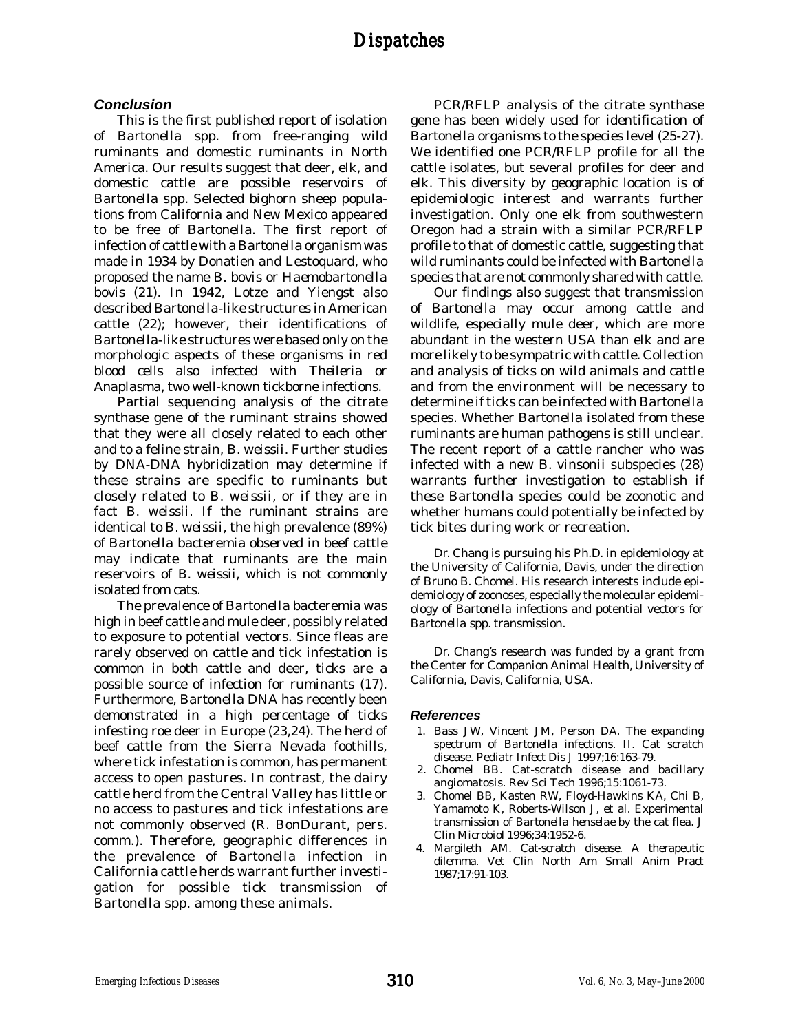## Conclusion

This is the first published report of isolation of *Bartonella* spp. from free-ranging wild ruminants and domestic ruminants in North America. Our results suggest that deer, elk, and domestic cattle are possible reservoirs of *Bartonella* spp. Selected bighorn sheep populations from California and New Mexico appeared to be free of *Bartonella*. The first report of infection of cattle with a *Bartonella* organism was made in 1934 by Donatien and Lestoquard, who proposed the name *B. bovis* or *Haemobartonella bovis* (21). In 1942, Lotze and Yiengst also described *Bartonella*-like structures in American cattle (22); however, their identifications of *Bartonella*-like structures were based only on the morphologic aspects of these organisms in red blood cells also infected with *Theileria* or *Anaplasma*, two well-known tickborne infections.

Partial sequencing analysis of the citrate synthase gene of the ruminant strains showed that they were all closely related to each other and to a feline strain, *B. weissii*. Further studies by DNA-DNA hybridization may determine if these strains are specific to ruminants but closely related to *B. weissii*, or if they are in fact *B. weissii*. If the ruminant strains are identical to *B. weissii*, the high prevalence (89%) of *Bartonella* bacteremia observed in beef cattle may indicate that ruminants are the main reservoirs of *B. weissii*, which is not commonly isolated from cats.

The prevalence of *Bartonella* bacteremia was high in beef cattle and mule deer, possibly related to exposure to potential vectors. Since fleas are rarely observed on cattle and tick infestation is common in both cattle and deer, ticks are a possible source of infection for ruminants (17). Furthermore, *Bartonella* DNA has recently been demonstrated in a high percentage of ticks infesting roe deer in Europe (23,24). The herd of beef cattle from the Sierra Nevada foothills, where tick infestation is common, has permanent access to open pastures. In contrast, the dairy cattle herd from the Central Valley has little or no access to pastures and tick infestations are not commonly observed (R. BonDurant, pers. comm.). Therefore, geographic differences in the prevalence of *Bartonella* infection in California cattle herds warrant further investigation for possible tick transmission of *Bartonella* spp. among these animals.

PCR/RFLP analysis of the citrate synthase gene has been widely used for identification of *Bartonella* organisms to the species level (25-27). We identified one PCR/RFLP profile for all the cattle isolates, but several profiles for deer and elk. This diversity by geographic location is of epidemiologic interest and warrants further investigation. Only one elk from southwestern Oregon had a strain with a similar PCR/RFLP profile to that of domestic cattle, suggesting that wild ruminants could be infected with *Bartonella* species that are not commonly shared with cattle.

Our findings also suggest that transmission of *Bartonella* may occur among cattle and wildlife, especially mule deer, which are more abundant in the western USA than elk and are more likely to be sympatric with cattle. Collection and analysis of ticks on wild animals and cattle and from the environment will be necessary to determine if ticks can be infected with *Bartonella* species. Whether *Bartonella* isolated from these ruminants are human pathogens is still unclear. The recent report of a cattle rancher who was infected with a new *B. vinsonii* subspecies (28) warrants further investigation to establish if these *Bartonella* species could be zoonotic and whether humans could potentially be infected by tick bites during work or recreation.

Dr. Chang is pursuing his Ph.D. in epidemiology at the University of California, Davis, under the direction of Bruno B. Chomel. His research interests include epidemiology of zoonoses, especially the molecular epidemiology of *Bartonella* infections and potential vectors for *Bartonella* spp. transmission.

Dr. Chang's research was funded by a grant from the Center for Companion Animal Health, University of California, Davis, California, USA.

## References

1. Bass JW, Vincent JM, Person DA. The expanding spectrum of *Bartonella* infections. II. Cat scratch disease. Pediatr Infect Dis J 1997;16:163-79.
2. Chomel BB. Cat-scratch disease and bacillary angiomatosis. Rev Sci Tech 1996;15:1061-73.
3. Chomel BB, Kasten RW, Floyd-Hawkins KA, Chi B, Yamamoto K, Roberts-Wilson J, et al. Experimental transmission of *Bartonella henselae* by the cat flea. J Clin Microbiol 1996;34:1952-6.
4. Margileth AM. Cat-scratch disease. A therapeutic dilemma. Vet Clin North Am Small Anim Pract 1987;17:91-103.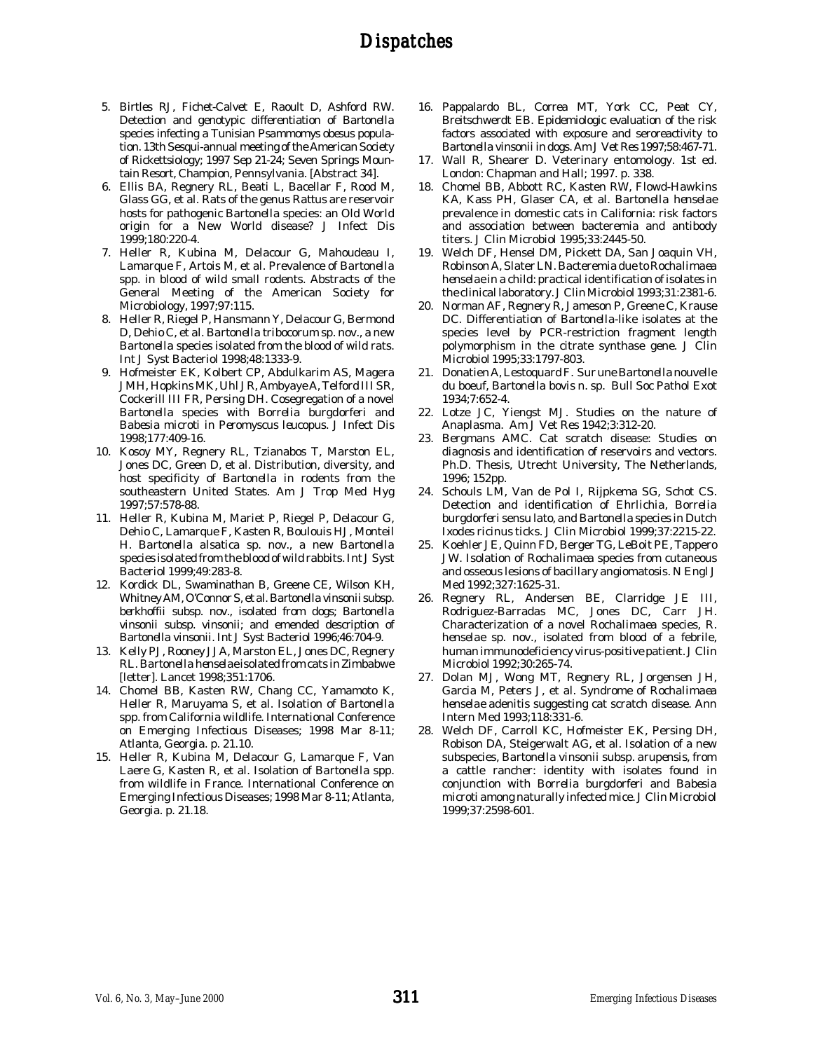5. Birtles RJ, Fichet-Calvet E, Raoult D, Ashford RW. Detection and genotypic differentiation of *Bartonella* species infecting a Tunisian *Psammomys obesus* population. 13th Sesqui-annual meeting of the American Society of Rickettsiology; 1997 Sep 21-24; Seven Springs Mountain Resort, Champion, Pennsylvania. [Abstract 34].
6. Ellis BA, Regnery RL, Beati L, Bacellar F, Rood M, Glass GG, et al. Rats of the genus *Rattus* are reservoir hosts for pathogenic *Bartonella* species: an Old World origin for a New World disease? J Infect Dis 1999;180:220-4.
7. Heller R, Kubina M, Delacour G, Mahoudeau I, Lamarque F, Artois M, et al. Prevalence of *Bartonella* spp. in blood of wild small rodents. Abstracts of the General Meeting of the American Society for Microbiology, 1997;97:115.
8. Heller R, Riegel P, Hansmann Y, Delacour G, Bermond D, Dehio C, et al. *Bartonella tribocorum* sp. nov., a new *Bartonella* species isolated from the blood of wild rats. Int J Syst Bacteriol 1998;48:1333-9.
9. Hofmeister EK, Kolbert CP, Abdulkarim AS, Magera JMH, Hopkins MK, Uhl JR, Ambyaye A, Telford III SR, Cockerill III FR, Persing DH. Cosegregation of a novel *Bartonella* species with *Borrelia burgdorferi* and *Babesia microti* in *Peromyscus leucopus*. J Infect Dis 1998;177:409-16.
10. Kosoy MY, Regnery RL, Tzianabos T, Marston EL, Jones DC, Green D, et al. Distribution, diversity, and host specificity of *Bartonella* in rodents from the southeastern United States. Am J Trop Med Hyg 1997;57:578-88.
11. Heller R, Kubina M, Mariet P, Riegel P, Delacour G, Dehio C, Lamarque F, Kasten R, Boulouis HJ, Monteil H. *Bartonella alsatica* sp. nov., a new *Bartonella* species isolated from the blood of wild rabbits. Int J Syst Bacteriol 1999;49:283-8.
12. Kordick DL, Swaminathan B, Greene CE, Wilson KH, Whitney AM, O'Connor S, et al. *Bartonella vinsonii* subsp. *berkhoffii* subsp. nov., isolated from dogs; *Bartonella vinsonii* subsp. *vinsonii*; and emended description of *Bartonella vinsonii*. Int J Syst Bacteriol 1996;46:704-9.
13. Kelly PJ, Rooney JJA, Marston EL, Jones DC, Regnery RL. *Bartonella henselae* isolated from cats in Zimbabwe [letter]. Lancet 1998;351:1706.
14. Chomel BB, Kasten RW, Chang CC, Yamamoto K, Heller R, Maruyama S, et al. Isolation of *Bartonella* spp. from California wildlife. International Conference on Emerging Infectious Diseases; 1998 Mar 8-11; Atlanta, Georgia. p. 21.10.
15. Heller R, Kubina M, Delacour G, Lamarque F, Van Laere G, Kasten R, et al. Isolation of *Bartonella* spp. from wildlife in France. International Conference on Emerging Infectious Diseases; 1998 Mar 8-11; Atlanta, Georgia. p. 21.18.
16. Pappalardo BL, Correa MT, York CC, Peat CY, Breitschwerdt EB. Epidemiologic evaluation of the risk factors associated with exposure and seroreactivity to *Bartonella vinsonii* in dogs. Am J Vet Res 1997;58:467-71.
17. Wall R, Shearer D. Veterinary entomology. 1st ed. London: Chapman and Hall; 1997. p. 338.
18. Chomel BB, Abbott RC, Kasten RW, Flowd-Hawkins KA, Kass PH, Glaser CA, et al. *Bartonella henselae* prevalence in domestic cats in California: risk factors and association between bacteremia and antibody titers. J Clin Microbiol 1995;33:2445-50.
19. Welch DF, Hensel DM, Pickett DA, San Joaquin VH, Robinson A, Slater LN. Bacteremia due to *Rochalimaea henselae* in a child: practical identification of isolates in the clinical laboratory. J Clin Microbiol 1993;31:2381-6.
20. Norman AF, Regnery R, Jameson P, Greene C, Krause DC. Differentiation of *Bartonella*-like isolates at the species level by PCR-restriction fragment length polymorphism in the citrate synthase gene. J Clin Microbiol 1995;33:1797-803.
21. Donatien A, Lestoquard F. Sur une *Bartonella* nouvelle du boeuf, *Bartonella bovis* n. sp. Bull Soc Pathol Exot 1934;7:652-4.
22. Lotze JC, Yiengst MJ. Studies on the nature of *Anaplasma*. Am J Vet Res 1942;3:312-20.
23. Bergmans AMC. Cat scratch disease: Studies on diagnosis and identification of reservoirs and vectors. Ph.D. Thesis, Utrecht University, The Netherlands, 1996; 152pp.
24. Schouls LM, Van de Pol I, Rijpkema SG, Schot CS. Detection and identification of *Ehrlichia*, *Borrelia burgdorferi sensu lato*, and *Bartonella* species in Dutch *Ixodes ricinus* ticks. J Clin Microbiol 1999;37:2215-22.
25. Koehler JE, Quinn FD, Berger TG, LeBoit PE, Tappero JW. Isolation of *Rochalimaea* species from cutaneous and osseous lesions of bacillary angiomatosis. N Engl J Med 1992;327:1625-31.
26. Regnery RL, Andersen BE, Clarridge JE III, Rodriguez-Barradas MC, Jones DC, Carr JH. Characterization of a novel *Rochalimaea* species, *R. henselae* sp. nov., isolated from blood of a febrile, human immunodeficiency virus-positive patient. J Clin Microbiol 1992;30:265-74.
27. Dolan MJ, Wong MT, Regnery RL, Jorgensen JH, Garcia M, Peters J, et al. Syndrome of *Rochalimaea henselae* adenitis suggesting cat scratch disease. Ann Intern Med 1993;118:331-6.
28. Welch DF, Carroll KC, Hofmeister EK, Persing DH, Robison DA, Steigerwalt AG, et al. Isolation of a new subspecies, *Bartonella vinsonii* subsp. *arupensis*, from a cattle rancher: identity with isolates found in conjunction with *Borrelia burgdorferi* and *Babesia microti* among naturally infected mice. J Clin Microbiol 1999;37:2598-601.